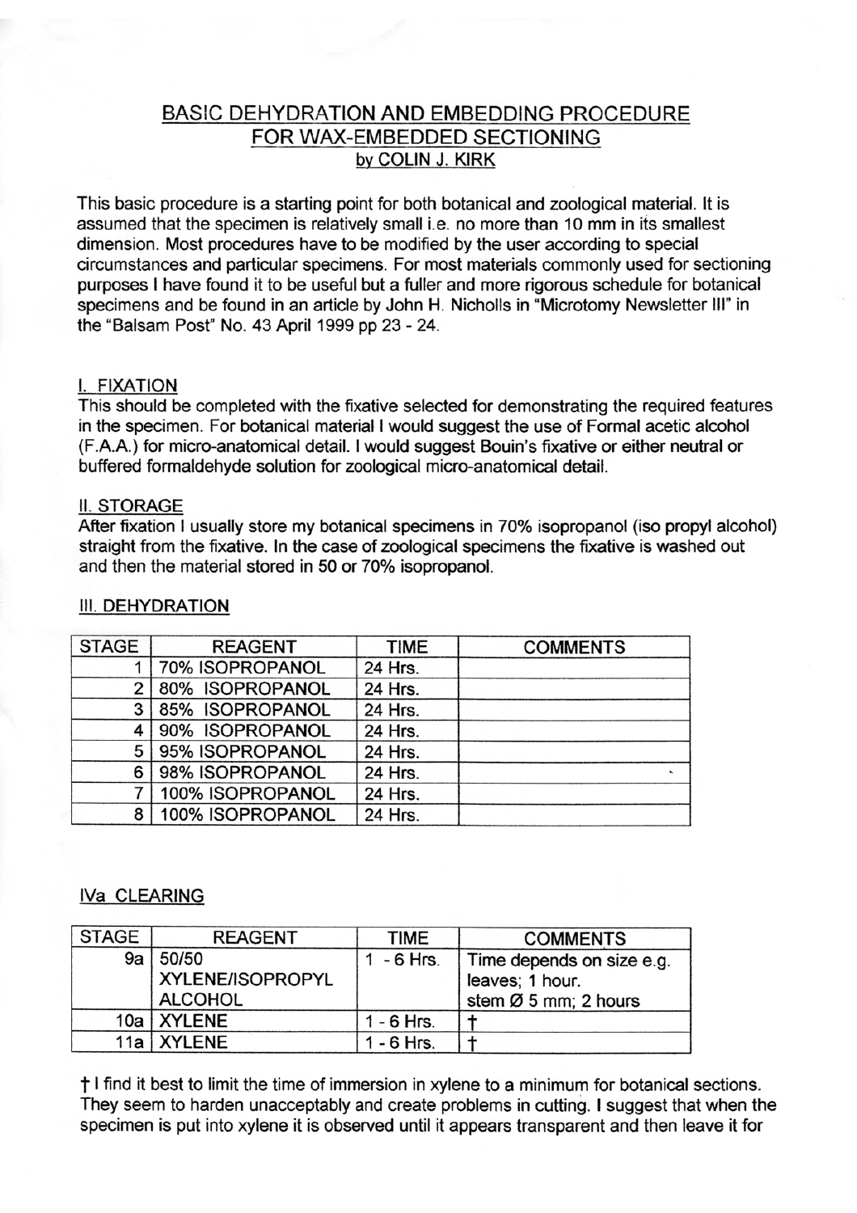# BASIC DEHYDRATION AND EMBEDDING PROCEDURE FOR WAX-EMBEDDED SECTIONING

by COLIN J. KIRK

This basic procedure is a starting point for both botanical and zoological material. It is assumed that the specimen is relatively small i.e. no more than 10 mm in its smallest dimension. Most procedures have to be modified by the user according to special circumstances and particular specimens. For most materials commonly used for sectioning purposes I have found it to be useful but a fuller and more rigorous schedule for botanical specimens and be found in an article by John H. Nicholls in "Microtomy Newsletter III" in the "Balsam Post" No. 43 April 1999 pp 23 - 24.

## I. FIXATION

This should be completed with the fixative selected for demonstrating the required features in the specimen. For botanical material I would suggest the use of Formal acetic alcohol (F.A.A.) for micro-anatomical detail. I would suggest Bouin's fixative or either neutral or buffered formaldehyde solution for zoological micro-anatomical detail.

## II. STORAGE

After fixation I usually store my botanical specimens in 70% isopropanol (iso propyl alcohol) straight from the fixative. In the case of zoological specimens the fixative is washed out and then the material stored in 50 or 70% isopropanol.

## III. DEHYDRATION

| STAGE | REAGENT | TIME | COMMENTS |
|---|---|---|---|
| 1 | 70% ISOPROPANOL | 24 Hrs. | |
| 2 | 80% ISOPROPANOL | 24 Hrs. | |
| 3 | 85% ISOPROPANOL | 24 Hrs. | |
| 4 | 90% ISOPROPANOL | 24 Hrs. | |
| 5 | 95% ISOPROPANOL | 24 Hrs. | |
| 6 | 98% ISOPROPANOL | 24 Hrs. | |
| 7 | 100% ISOPROPANOL | 24 Hrs. | |
| 8 | 100% ISOPROPANOL | 24 Hrs. | |

## IVa CLEARING

| STAGE | REAGENT | TIME | COMMENTS |
|---|---|---|---|
| 9a | 50/50 XYLENE/ISOPROPYL ALCOHOL | 1 - 6 Hrs. | Time depends on size e.g. leaves; 1 hour. stem Ø 5 mm; 2 hours |
| 10a | XYLENE | 1 - 6 Hrs. | † |
| 11a | XYLENE | 1 - 6 Hrs. | † |

† I find it best to limit the time of immersion in xylene to a minimum for botanical sections. They seem to harden unacceptably and create problems in cutting. I suggest that when the specimen is put into xylene it is observed until it appears transparent and then leave it for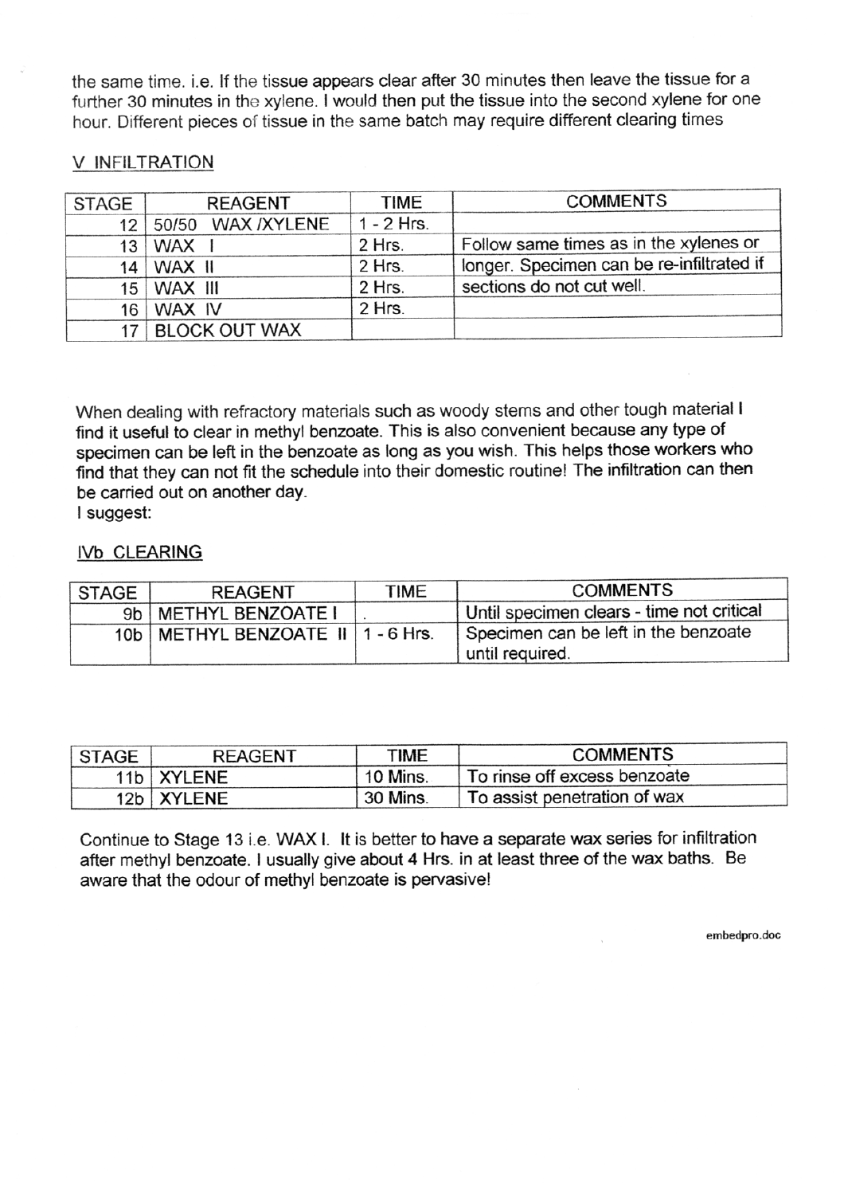the same time. i.e. If the tissue appears clear after 30 minutes then leave the tissue for a further 30 minutes in the xylene. I would then put the tissue into the second xylene for one hour. Different pieces of tissue in the same batch may require different clearing times

## V INFILTRATION

| STAGE | REAGENT | TIME | COMMENTS |
|---|---|---|---|
| 12 | 50/50 WAX /XYLENE | 1 - 2 Hrs. | |
| 13 | WAX I | 2 Hrs. | Follow same times as in the xylenes or |
| 14 | WAX II | 2 Hrs. | longer. Specimen can be re-infiltrated if |
| 15 | WAX III | 2 Hrs. | sections do not cut well. |
| 16 | WAX IV | 2 Hrs. | |
| 17 | BLOCK OUT WAX | | |

When dealing with refractory materials such as woody stems and other tough material I find it useful to clear in methyl benzoate. This is also convenient because any type of specimen can be left in the benzoate as long as you wish. This helps those workers who find that they can not fit the schedule into their domestic routine! The infiltration can then be carried out on another day.
I suggest:

## IVb CLEARING

| STAGE | REAGENT | TIME | COMMENTS |
|---|---|---|---|
| 9b | METHYL BENZOATE I | . | Until specimen clears - time not critical |
| 10b | METHYL BENZOATE II | 1 - 6 Hrs. | Specimen can be left in the benzoate until required. |

| STAGE | REAGENT | TIME | COMMENTS |
|---|---|---|---|
| 11b | XYLENE | 10 Mins. | To rinse off excess benzoate |
| 12b | XYLENE | 30 Mins. | To assist penetration of wax |

Continue to Stage 13 i.e. WAX I. It is better to have a separate wax series for infiltration after methyl benzoate. I usually give about 4 Hrs. in at least three of the wax baths. Be aware that the odour of methyl benzoate is pervasive!

embedpro.doc